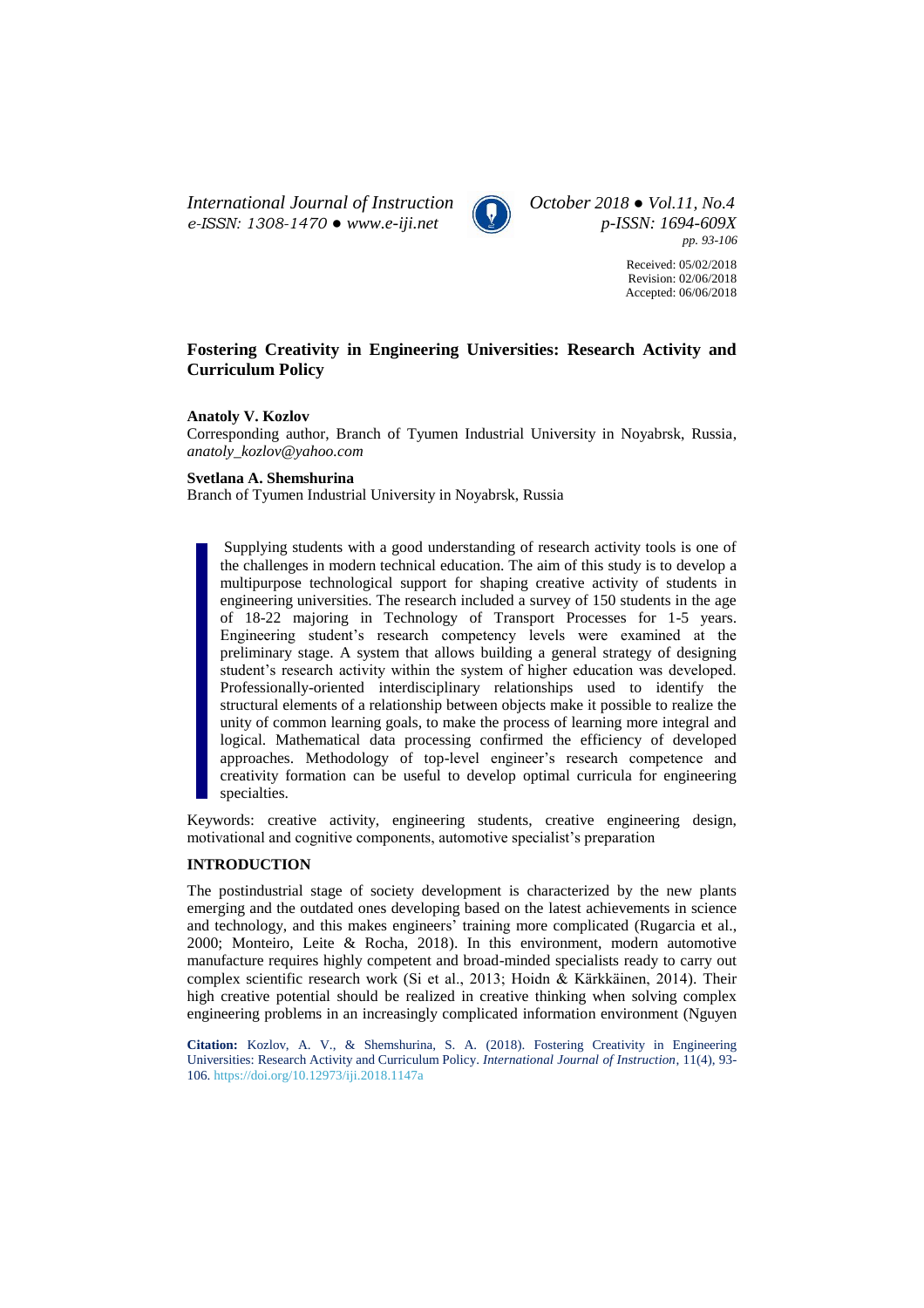# Fostering Creativity in Engineering Universities: Research Activity and Curriculum Policy

**Anatoly V. Kozlov**

Corresponding author, Branch of Tyumen Industrial University in Noyabrsk, Russia, *anatoly_kozlov@yahoo.com*

**Svetlana A. Shemshurina**

Branch of Tyumen Industrial University in Noyabrsk, Russia

Supplying students with a good understanding of research activity tools is one of the challenges in modern technical education. The aim of this study is to develop a multipurpose technological support for shaping creative activity of students in engineering universities. The research included a survey of 150 students in the age of 18-22 majoring in Technology of Transport Processes for 1-5 years. Engineering student's research competency levels were examined at the preliminary stage. A system that allows building a general strategy of designing student's research activity within the system of higher education was developed. Professionally-oriented interdisciplinary relationships used to identify the structural elements of a relationship between objects make it possible to realize the unity of common learning goals, to make the process of learning more integral and logical. Mathematical data processing confirmed the efficiency of developed approaches. Methodology of top-level engineer's research competence and creativity formation can be useful to develop optimal curricula for engineering specialties.

Keywords: creative activity, engineering students, creative engineering design, motivational and cognitive components, automotive specialist's preparation

## INTRODUCTION

The postindustrial stage of society development is characterized by the new plants emerging and the outdated ones developing based on the latest achievements in science and technology, and this makes engineers' training more complicated (Rugarcia et al., 2000; Monteiro, Leite & Rocha, 2018). In this environment, modern automotive manufacture requires highly competent and broad-minded specialists ready to carry out complex scientific research work (Si et al., 2013; Hoidn & Kärkkäinen, 2014). Their high creative potential should be realized in creative thinking when solving complex engineering problems in an increasingly complicated information environment (Nguyen

**Citation:** Kozlov, A. V., & Shemshurina, S. A. (2018). Fostering Creativity in Engineering Universities: Research Activity and Curriculum Policy. *International Journal of Instruction*, 11(4), 93-106. https://doi.org/10.12973/iji.2018.1147a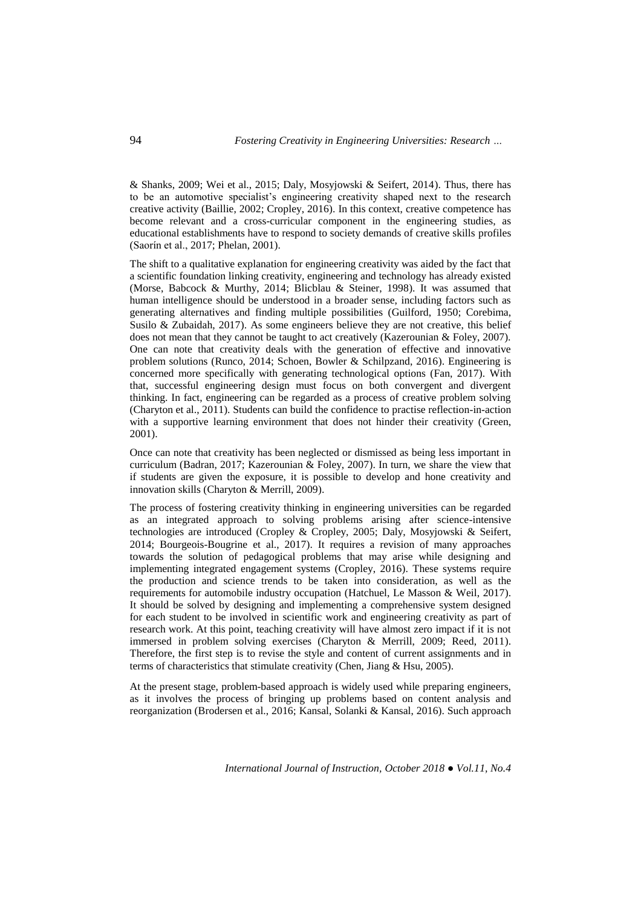& Shanks, 2009; Wei et al., 2015; Daly, Mosyjowski & Seifert, 2014). Thus, there has to be an automotive specialist's engineering creativity shaped next to the research creative activity (Baillie, 2002; Cropley, 2016). In this context, creative competence has become relevant and a cross-curricular component in the engineering studies, as educational establishments have to respond to society demands of creative skills profiles (Saorín et al., 2017; Phelan, 2001).

The shift to a qualitative explanation for engineering creativity was aided by the fact that a scientific foundation linking creativity, engineering and technology has already existed (Morse, Babcock & Murthy, 2014; Blicblau & Steiner, 1998). It was assumed that human intelligence should be understood in a broader sense, including factors such as generating alternatives and finding multiple possibilities (Guilford, 1950; Corebima, Susilo & Zubaidah, 2017). As some engineers believe they are not creative, this belief does not mean that they cannot be taught to act creatively (Kazerounian & Foley, 2007). One can note that creativity deals with the generation of effective and innovative problem solutions (Runco, 2014; Schoen, Bowler & Schilpzand, 2016). Engineering is concerned more specifically with generating technological options (Fan, 2017). With that, successful engineering design must focus on both convergent and divergent thinking. In fact, engineering can be regarded as a process of creative problem solving (Charyton et al., 2011). Students can build the confidence to practise reflection-in-action with a supportive learning environment that does not hinder their creativity (Green, 2001).

Once can note that creativity has been neglected or dismissed as being less important in curriculum (Badran, 2017; Kazerounian & Foley, 2007). In turn, we share the view that if students are given the exposure, it is possible to develop and hone creativity and innovation skills (Charyton & Merrill, 2009).

The process of fostering creativity thinking in engineering universities can be regarded as an integrated approach to solving problems arising after science-intensive technologies are introduced (Cropley & Cropley, 2005; Daly, Mosyjowski & Seifert, 2014; Bourgeois-Bougrine et al., 2017). It requires a revision of many approaches towards the solution of pedagogical problems that may arise while designing and implementing integrated engagement systems (Cropley, 2016). These systems require the production and science trends to be taken into consideration, as well as the requirements for automobile industry occupation (Hatchuel, Le Masson & Weil, 2017). It should be solved by designing and implementing a comprehensive system designed for each student to be involved in scientific work and engineering creativity as part of research work. At this point, teaching creativity will have almost zero impact if it is not immersed in problem solving exercises (Charyton & Merrill, 2009; Reed, 2011). Therefore, the first step is to revise the style and content of current assignments and in terms of characteristics that stimulate creativity (Chen, Jiang & Hsu, 2005).

At the present stage, problem-based approach is widely used while preparing engineers, as it involves the process of bringing up problems based on content analysis and reorganization (Brodersen et al., 2016; Kansal, Solanki & Kansal, 2016). Such approach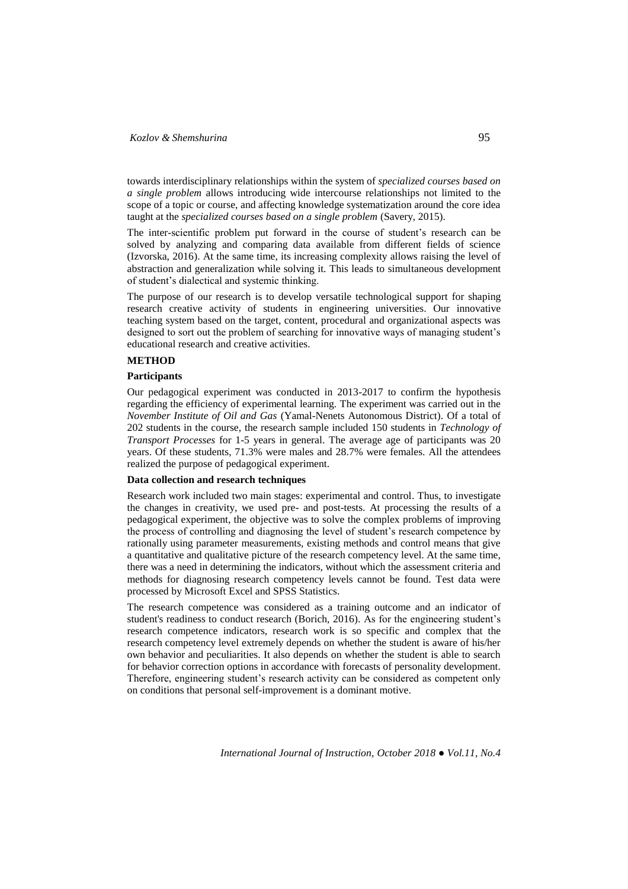towards interdisciplinary relationships within the system of *specialized courses based on a single problem* allows introducing wide intercourse relationships not limited to the scope of a topic or course, and affecting knowledge systematization around the core idea taught at the *specialized courses based on a single problem* (Savery, 2015).

The inter-scientific problem put forward in the course of student's research can be solved by analyzing and comparing data available from different fields of science (Izvorska, 2016). At the same time, its increasing complexity allows raising the level of abstraction and generalization while solving it. This leads to simultaneous development of student's dialectical and systemic thinking.

The purpose of our research is to develop versatile technological support for shaping research creative activity of students in engineering universities. Our innovative teaching system based on the target, content, procedural and organizational aspects was designed to sort out the problem of searching for innovative ways of managing student's educational research and creative activities.

## METHOD

### Participants

Our pedagogical experiment was conducted in 2013-2017 to confirm the hypothesis regarding the efficiency of experimental learning. The experiment was carried out in the *November Institute of Oil and Gas* (Yamal-Nenets Autonomous District). Of a total of 202 students in the course, the research sample included 150 students in *Technology of Transport Processes* for 1-5 years in general. The average age of participants was 20 years. Of these students, 71.3% were males and 28.7% were females. All the attendees realized the purpose of pedagogical experiment.

### Data collection and research techniques

Research work included two main stages: experimental and control. Thus, to investigate the changes in creativity, we used pre- and post-tests. At processing the results of a pedagogical experiment, the objective was to solve the complex problems of improving the process of controlling and diagnosing the level of student's research competence by rationally using parameter measurements, existing methods and control means that give a quantitative and qualitative picture of the research competency level. At the same time, there was a need in determining the indicators, without which the assessment criteria and methods for diagnosing research competency levels cannot be found. Test data were processed by Microsoft Excel and SPSS Statistics.

The research competence was considered as a training outcome and an indicator of student's readiness to conduct research (Borich, 2016). As for the engineering student's research competence indicators, research work is so specific and complex that the research competency level extremely depends on whether the student is aware of his/her own behavior and peculiarities. It also depends on whether the student is able to search for behavior correction options in accordance with forecasts of personality development. Therefore, engineering student's research activity can be considered as competent only on conditions that personal self-improvement is a dominant motive.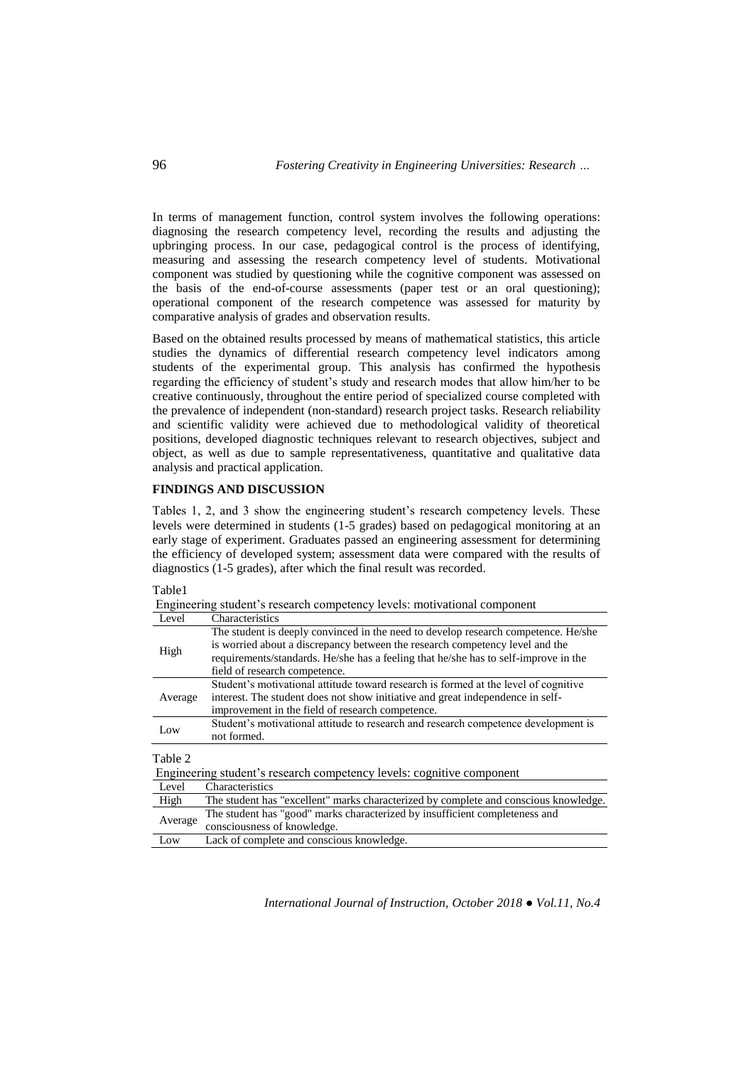In terms of management function, control system involves the following operations: diagnosing the research competency level, recording the results and adjusting the upbringing process. In our case, pedagogical control is the process of identifying, measuring and assessing the research competency level of students. Motivational component was studied by questioning while the cognitive component was assessed on the basis of the end-of-course assessments (paper test or an oral questioning); operational component of the research competence was assessed for maturity by comparative analysis of grades and observation results.

Based on the obtained results processed by means of mathematical statistics, this article studies the dynamics of differential research competency level indicators among students of the experimental group. This analysis has confirmed the hypothesis regarding the efficiency of student's study and research modes that allow him/her to be creative continuously, throughout the entire period of specialized course completed with the prevalence of independent (non-standard) research project tasks. Research reliability and scientific validity were achieved due to methodological validity of theoretical positions, developed diagnostic techniques relevant to research objectives, subject and object, as well as due to sample representativeness, quantitative and qualitative data analysis and practical application.

## FINDINGS AND DISCUSSION

Tables 1, 2, and 3 show the engineering student's research competency levels. These levels were determined in students (1-5 grades) based on pedagogical monitoring at an early stage of experiment. Graduates passed an engineering assessment for determining the efficiency of developed system; assessment data were compared with the results of diagnostics (1-5 grades), after which the final result was recorded.

Table1

Engineering student's research competency levels: motivational component

| Level | Characteristics |
|---|---|
| High | The student is deeply convinced in the need to develop research competence. He/she is worried about a discrepancy between the research competency level and the requirements/standards. He/she has a feeling that he/she has to self-improve in the field of research competence. |
| Average | Student's motivational attitude toward research is formed at the level of cognitive interest. The student does not show initiative and great independence in self-improvement in the field of research competence. |
| Low | Student's motivational attitude to research and research competence development is not formed. |

Table 2

Engineering student's research competency levels: cognitive component

| Level | Characteristics |
|---|---|
| High | The student has "excellent" marks characterized by complete and conscious knowledge. |
| Average | The student has "good" marks characterized by insufficient completeness and consciousness of knowledge. |
| Low | Lack of complete and conscious knowledge. |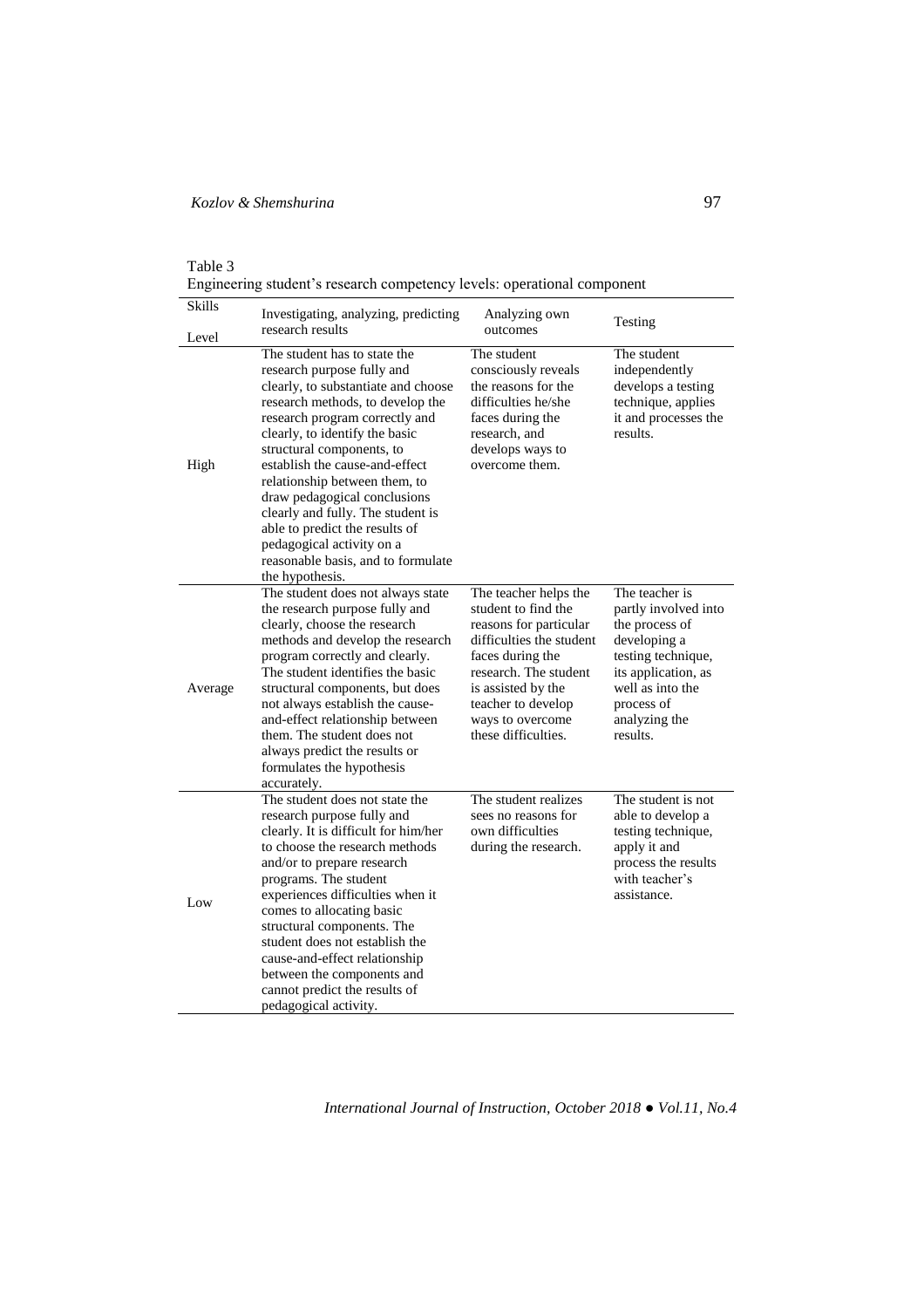Table 3
Engineering student's research competency levels: operational component

| Skills / Level | Investigating, analyzing, predicting research results | Analyzing own outcomes | Testing |
|---|---|---|---|
| High | The student has to state the research purpose fully and clearly, to substantiate and choose research methods, to develop the research program correctly and clearly, to identify the basic structural components, to establish the cause-and-effect relationship between them, to draw pedagogical conclusions clearly and fully. The student is able to predict the results of pedagogical activity on a reasonable basis, and to formulate the hypothesis. | The student consciously reveals the reasons for the difficulties he/she faces during the research, and develops ways to overcome them. | The student independently develops a testing technique, applies it and processes the results. |
| Average | The student does not always state the research purpose fully and clearly, choose the research methods and develop the research program correctly and clearly. The student identifies the basic structural components, but does not always establish the cause-and-effect relationship between them. The student does not always predict the results or formulates the hypothesis accurately. | The teacher helps the student to find the reasons for particular difficulties the student faces during the research. The student is assisted by the teacher to develop ways to overcome these difficulties. | The teacher is partly involved into the process of developing a testing technique, its application, as well as into the process of analyzing the results. |
| Low | The student does not state the research purpose fully and clearly. It is difficult for him/her to choose the research methods and/or to prepare research programs. The student experiences difficulties when it comes to allocating basic structural components. The student does not establish the cause-and-effect relationship between the components and cannot predict the results of pedagogical activity. | The student realizes sees no reasons for own difficulties during the research. | The student is not able to develop a testing technique, apply it and process the results with teacher's assistance. |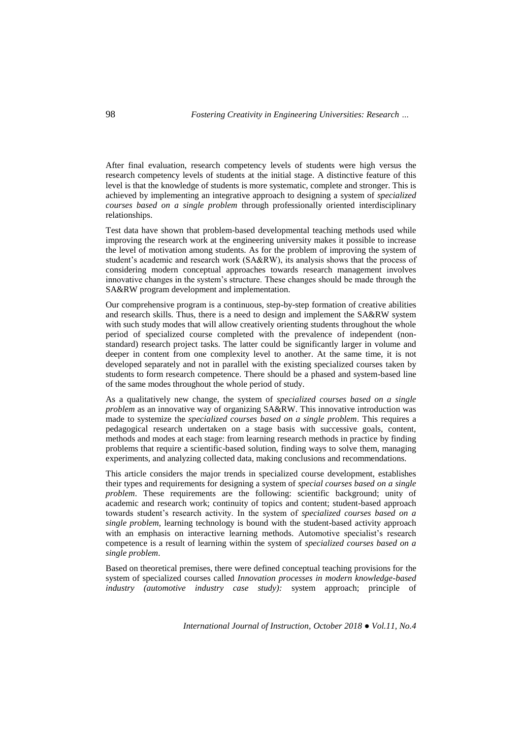After final evaluation, research competency levels of students were high versus the research competency levels of students at the initial stage. A distinctive feature of this level is that the knowledge of students is more systematic, complete and stronger. This is achieved by implementing an integrative approach to designing a system of *specialized courses based on a single problem* through professionally oriented interdisciplinary relationships.

Test data have shown that problem-based developmental teaching methods used while improving the research work at the engineering university makes it possible to increase the level of motivation among students. As for the problem of improving the system of student's academic and research work (SA&RW), its analysis shows that the process of considering modern conceptual approaches towards research management involves innovative changes in the system's structure. These changes should be made through the SA&RW program development and implementation.

Our comprehensive program is a continuous, step-by-step formation of creative abilities and research skills. Thus, there is a need to design and implement the SA&RW system with such study modes that will allow creatively orienting students throughout the whole period of specialized course completed with the prevalence of independent (non-standard) research project tasks. The latter could be significantly larger in volume and deeper in content from one complexity level to another. At the same time, it is not developed separately and not in parallel with the existing specialized courses taken by students to form research competence. There should be a phased and system-based line of the same modes throughout the whole period of study.

As a qualitatively new change, the system of *specialized courses based on a single problem* as an innovative way of organizing SA&RW. This innovative introduction was made to systemize the *specialized courses based on a single problem*. This requires a pedagogical research undertaken on a stage basis with successive goals, content, methods and modes at each stage: from learning research methods in practice by finding problems that require a scientific-based solution, finding ways to solve them, managing experiments, and analyzing collected data, making conclusions and recommendations.

This article considers the major trends in specialized course development, establishes their types and requirements for designing a system of *special courses based on a single problem*. These requirements are the following: scientific background; unity of academic and research work; continuity of topics and content; student-based approach towards student's research activity. In the system of *specialized courses based on a single problem,* learning technology is bound with the student-based activity approach with an emphasis on interactive learning methods. Automotive specialist's research competence is a result of learning within the system of *specialized courses based on a single problem*.

Based on theoretical premises, there were defined conceptual teaching provisions for the system of specialized courses called *Innovation processes in modern knowledge-based industry (automotive industry case study):* system approach; principle of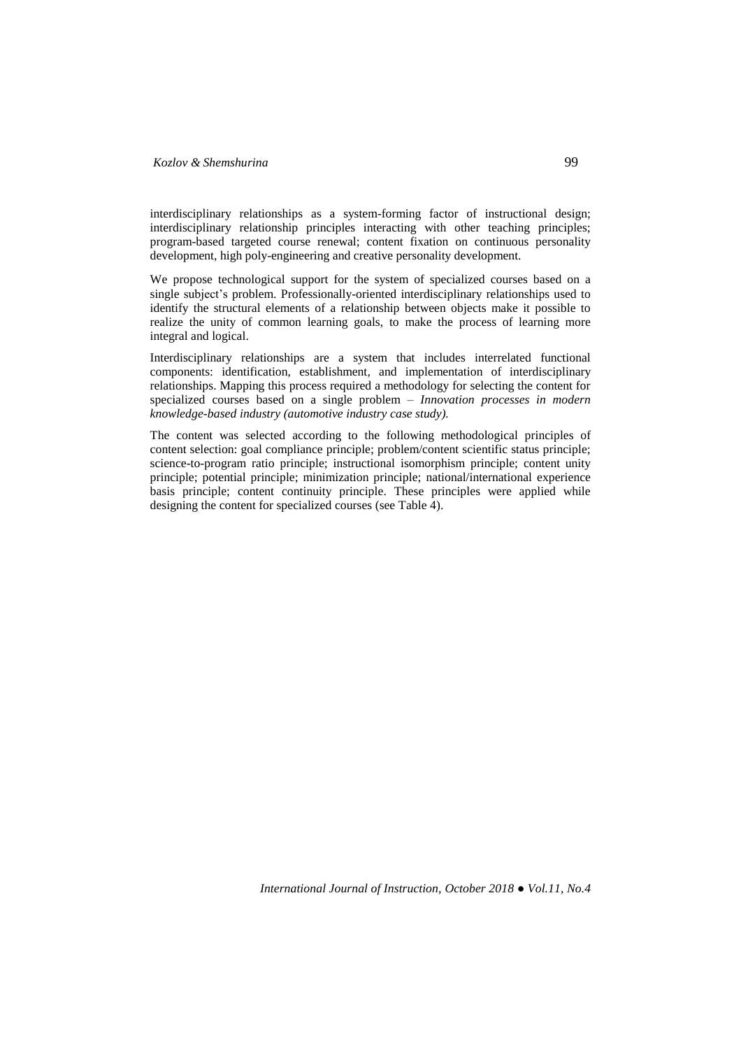interdisciplinary relationships as a system-forming factor of instructional design; interdisciplinary relationship principles interacting with other teaching principles; program-based targeted course renewal; content fixation on continuous personality development, high poly-engineering and creative personality development.

We propose technological support for the system of specialized courses based on a single subject's problem. Professionally-oriented interdisciplinary relationships used to identify the structural elements of a relationship between objects make it possible to realize the unity of common learning goals, to make the process of learning more integral and logical.

Interdisciplinary relationships are a system that includes interrelated functional components: identification, establishment, and implementation of interdisciplinary relationships. Mapping this process required a methodology for selecting the content for specialized courses based on a single problem – *Innovation processes in modern knowledge-based industry (automotive industry case study).*

The content was selected according to the following methodological principles of content selection: goal compliance principle; problem/content scientific status principle; science-to-program ratio principle; instructional isomorphism principle; content unity principle; potential principle; minimization principle; national/international experience basis principle; content continuity principle. These principles were applied while designing the content for specialized courses (see Table 4).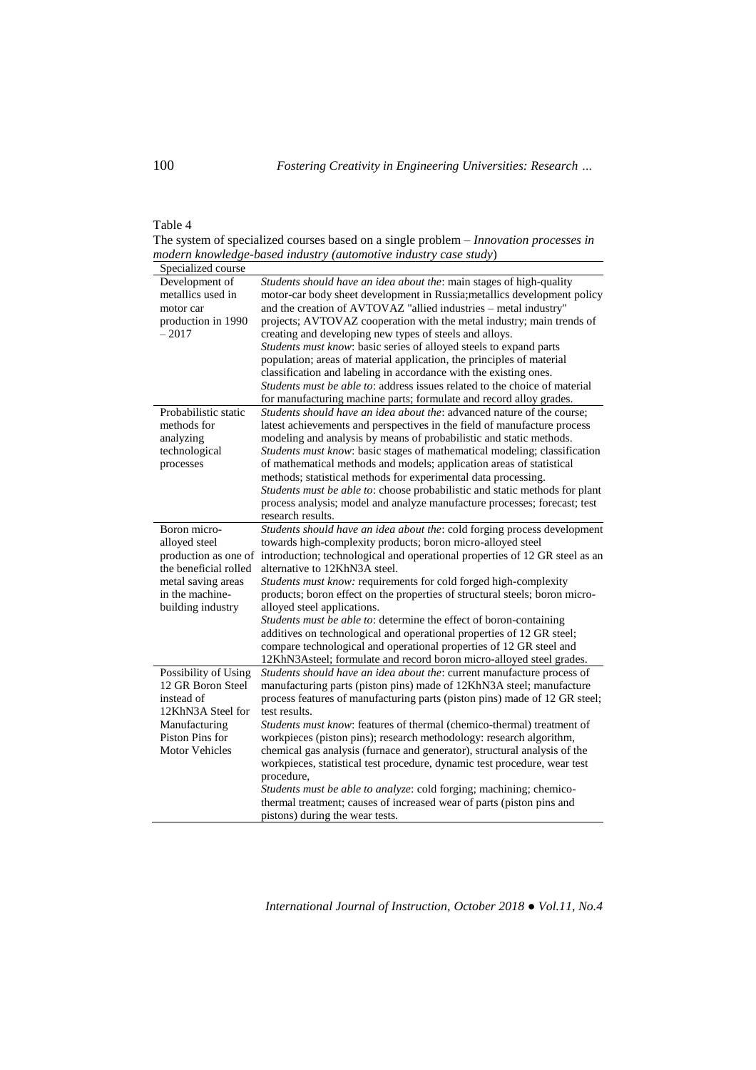Table 4

The system of specialized courses based on a single problem – *Innovation processes in modern knowledge-based industry (automotive industry case study)*

| Specialized course | |
|---|---|
| Development of metallics used in motor car production in 1990 – 2017 | *Students should have an idea about the*: main stages of high-quality motor-car body sheet development in Russia;metallics development policy and the creation of AVTOVAZ "allied industries – metal industry" projects; AVTOVAZ cooperation with the metal industry; main trends of creating and developing new types of steels and alloys. *Students must know*: basic series of alloyed steels to expand parts population; areas of material application, the principles of material classification and labeling in accordance with the existing ones. *Students must be able to*: address issues related to the choice of material for manufacturing machine parts; formulate and record alloy grades. |
| Probabilistic static methods for analyzing technological processes | *Students should have an idea about the*: advanced nature of the course; latest achievements and perspectives in the field of manufacture process modeling and analysis by means of probabilistic and static methods. *Students must know*: basic stages of mathematical modeling; classification of mathematical methods and models; application areas of statistical methods; statistical methods for experimental data processing. *Students must be able to*: choose probabilistic and static methods for plant process analysis; model and analyze manufacture processes; forecast; test research results. |
| Boron micro-alloyed steel production as one of the beneficial rolled metal saving areas in the machine-building industry | *Students should have an idea about the*: cold forging process development towards high-complexity products; boron micro-alloyed steel introduction; technological and operational properties of 12 GR steel as an alternative to 12KhN3A steel. *Students must know:* requirements for cold forged high-complexity products; boron effect on the properties of structural steels; boron micro-alloyed steel applications. *Students must be able to*: determine the effect of boron-containing additives on technological and operational properties of 12 GR steel; compare technological and operational properties of 12 GR steel and 12KhN3Asteel; formulate and record boron micro-alloyed steel grades. |
| Possibility of Using 12 GR Boron Steel instead of 12KhN3A Steel for Manufacturing Piston Pins for Motor Vehicles | *Students should have an idea about the*: current manufacture process of manufacturing parts (piston pins) made of 12KhN3A steel; manufacture process features of manufacturing parts (piston pins) made of 12 GR steel; test results. *Students must know*: features of thermal (chemico-thermal) treatment of workpieces (piston pins); research methodology: research algorithm, chemical gas analysis (furnace and generator), structural analysis of the workpieces, statistical test procedure, dynamic test procedure, wear test procedure, *Students must be able to analyze*: cold forging; machining; chemico-thermal treatment; causes of increased wear of parts (piston pins and pistons) during the wear tests. |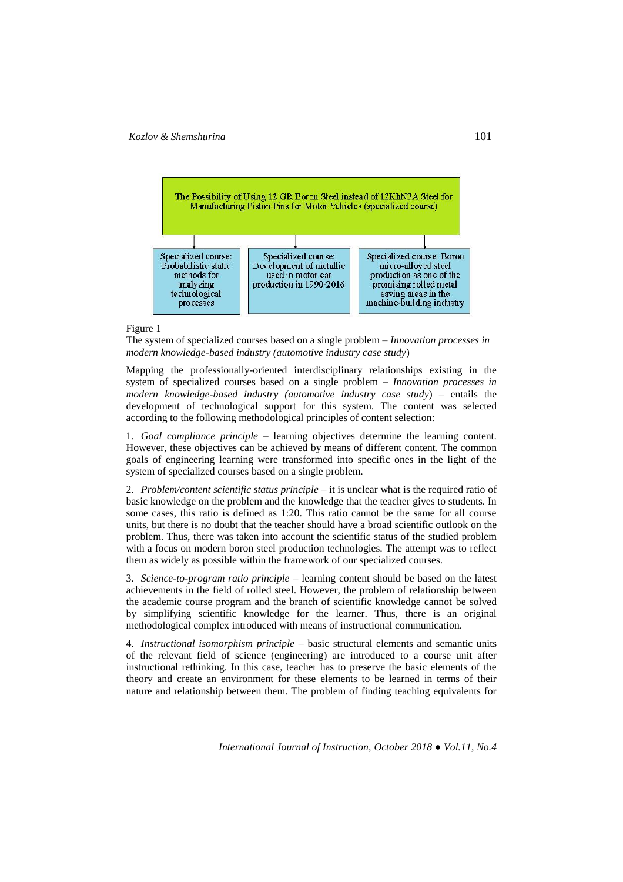The Possibility of Using 12 GR Boron Steel instead of 12KhN3A Steel for Manufacturing Piston Pins for Motor Vehicles (specialized course)

- Specialized course: Probabilistic static methods for analyzing technological processes
- Specialized course: Development of metallic used in motor car production in 1990-2016
- Specialized course: Boron micro-alloyed steel production as one of the promising rolled metal saving areas in the machine-building industry

Figure 1

The system of specialized courses based on a single problem – *Innovation processes in modern knowledge-based industry (automotive industry case study*)

Mapping the professionally-oriented interdisciplinary relationships existing in the system of specialized courses based on a single problem – *Innovation processes in modern knowledge-based industry (automotive industry case study*) – entails the development of technological support for this system. The content was selected according to the following methodological principles of content selection:

1. *Goal compliance principle* – learning objectives determine the learning content. However, these objectives can be achieved by means of different content. The common goals of engineering learning were transformed into specific ones in the light of the system of specialized courses based on a single problem.

2. *Problem/content scientific status principle* – it is unclear what is the required ratio of basic knowledge on the problem and the knowledge that the teacher gives to students. In some cases, this ratio is defined as 1:20. This ratio cannot be the same for all course units, but there is no doubt that the teacher should have a broad scientific outlook on the problem. Thus, there was taken into account the scientific status of the studied problem with a focus on modern boron steel production technologies. The attempt was to reflect them as widely as possible within the framework of our specialized courses.

3. *Science-to-program ratio principle* – learning content should be based on the latest achievements in the field of rolled steel. However, the problem of relationship between the academic course program and the branch of scientific knowledge cannot be solved by simplifying scientific knowledge for the learner. Thus, there is an original methodological complex introduced with means of instructional communication.

4. *Instructional isomorphism principle* – basic structural elements and semantic units of the relevant field of science (engineering) are introduced to a course unit after instructional rethinking. In this case, teacher has to preserve the basic elements of the theory and create an environment for these elements to be learned in terms of their nature and relationship between them. The problem of finding teaching equivalents for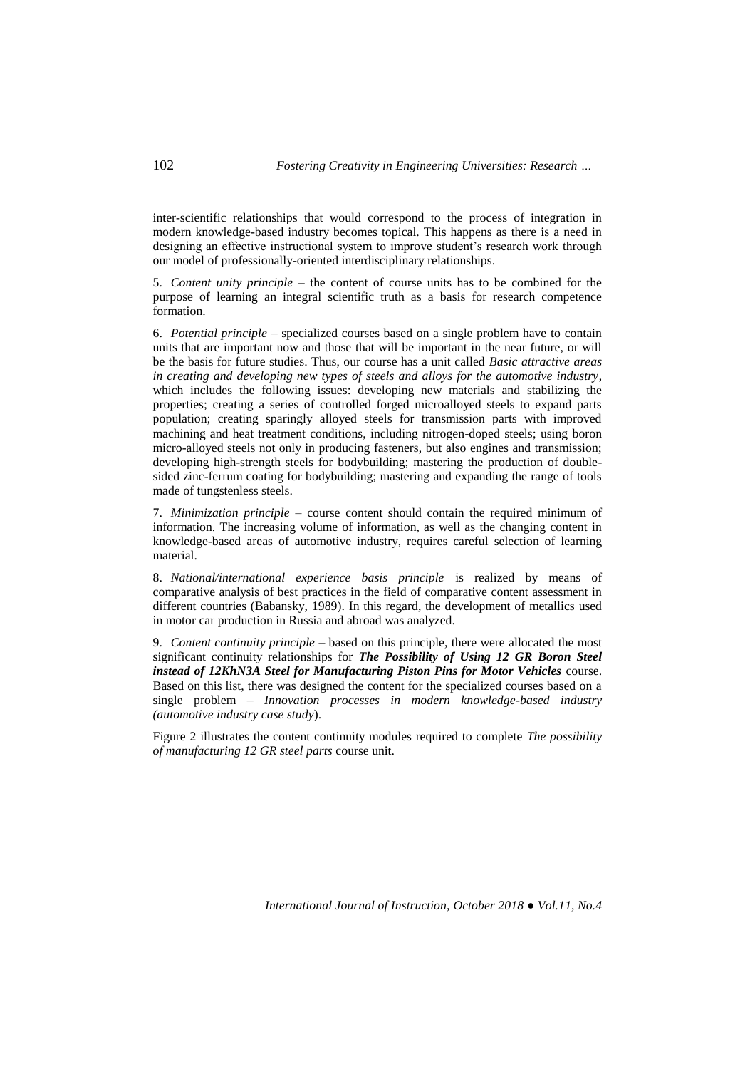inter-scientific relationships that would correspond to the process of integration in modern knowledge-based industry becomes topical. This happens as there is a need in designing an effective instructional system to improve student's research work through our model of professionally-oriented interdisciplinary relationships.

5. *Content unity principle* – the content of course units has to be combined for the purpose of learning an integral scientific truth as a basis for research competence formation.

6. *Potential principle* – specialized courses based on a single problem have to contain units that are important now and those that will be important in the near future, or will be the basis for future studies. Thus, our course has a unit called *Basic attractive areas in creating and developing new types of steels and alloys for the automotive industry*, which includes the following issues: developing new materials and stabilizing the properties; creating a series of controlled forged microalloyed steels to expand parts population; creating sparingly alloyed steels for transmission parts with improved machining and heat treatment conditions, including nitrogen-doped steels; using boron micro-alloyed steels not only in producing fasteners, but also engines and transmission; developing high-strength steels for bodybuilding; mastering the production of double-sided zinc-ferrum coating for bodybuilding; mastering and expanding the range of tools made of tungstenless steels.

7. *Minimization principle* – course content should contain the required minimum of information. The increasing volume of information, as well as the changing content in knowledge-based areas of automotive industry, requires careful selection of learning material.

8. *National/international experience basis principle* is realized by means of comparative analysis of best practices in the field of comparative content assessment in different countries (Babansky, 1989). In this regard, the development of metallics used in motor car production in Russia and abroad was analyzed.

9. *Content continuity principle* – based on this principle, there were allocated the most significant continuity relationships for ***The Possibility of Using 12 GR Boron Steel instead of 12KhN3A Steel for Manufacturing Piston Pins for Motor Vehicles*** course. Based on this list, there was designed the content for the specialized courses based on a single problem – *Innovation processes in modern knowledge-based industry (automotive industry case study)*.

Figure 2 illustrates the content continuity modules required to complete *The possibility of manufacturing 12 GR steel parts* course unit.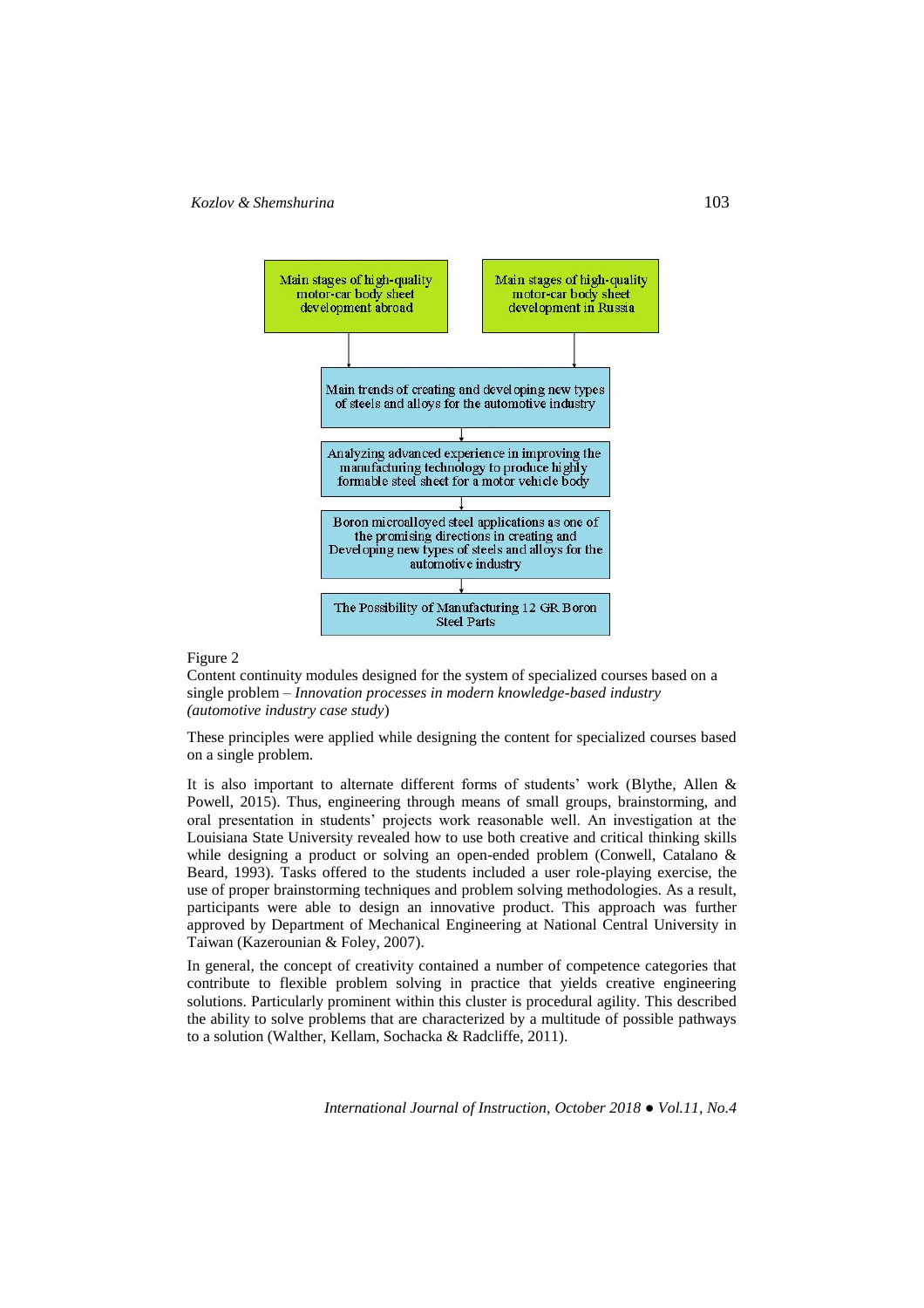Main stages of high-quality motor-car body sheet development abroad

Main stages of high-quality motor-car body sheet development in Russia

Main trends of creating and developing new types of steels and alloys for the automotive industry

Analyzing advanced experience in improving the manufacturing technology to produce highly formable steel sheet for a motor vehicle body

Boron microalloyed steel applications as one of the promising directions in creating and Developing new types of steels and alloys for the automotive industry

The Possibility of Manufacturing 12 GR Boron Steel Parts

Figure 2
Content continuity modules designed for the system of specialized courses based on a single problem – *Innovation processes in modern knowledge-based industry (automotive industry case study*)

These principles were applied while designing the content for specialized courses based on a single problem.

It is also important to alternate different forms of students' work (Blythe, Allen & Powell, 2015). Thus, engineering through means of small groups, brainstorming, and oral presentation in students' projects work reasonable well. An investigation at the Louisiana State University revealed how to use both creative and critical thinking skills while designing a product or solving an open-ended problem (Conwell, Catalano & Beard, 1993). Tasks offered to the students included a user role-playing exercise, the use of proper brainstorming techniques and problem solving methodologies. As a result, participants were able to design an innovative product. This approach was further approved by Department of Mechanical Engineering at National Central University in Taiwan (Kazerounian & Foley, 2007).

In general, the concept of creativity contained a number of competence categories that contribute to flexible problem solving in practice that yields creative engineering solutions. Particularly prominent within this cluster is procedural agility. This described the ability to solve problems that are characterized by a multitude of possible pathways to a solution (Walther, Kellam, Sochacka & Radcliffe, 2011).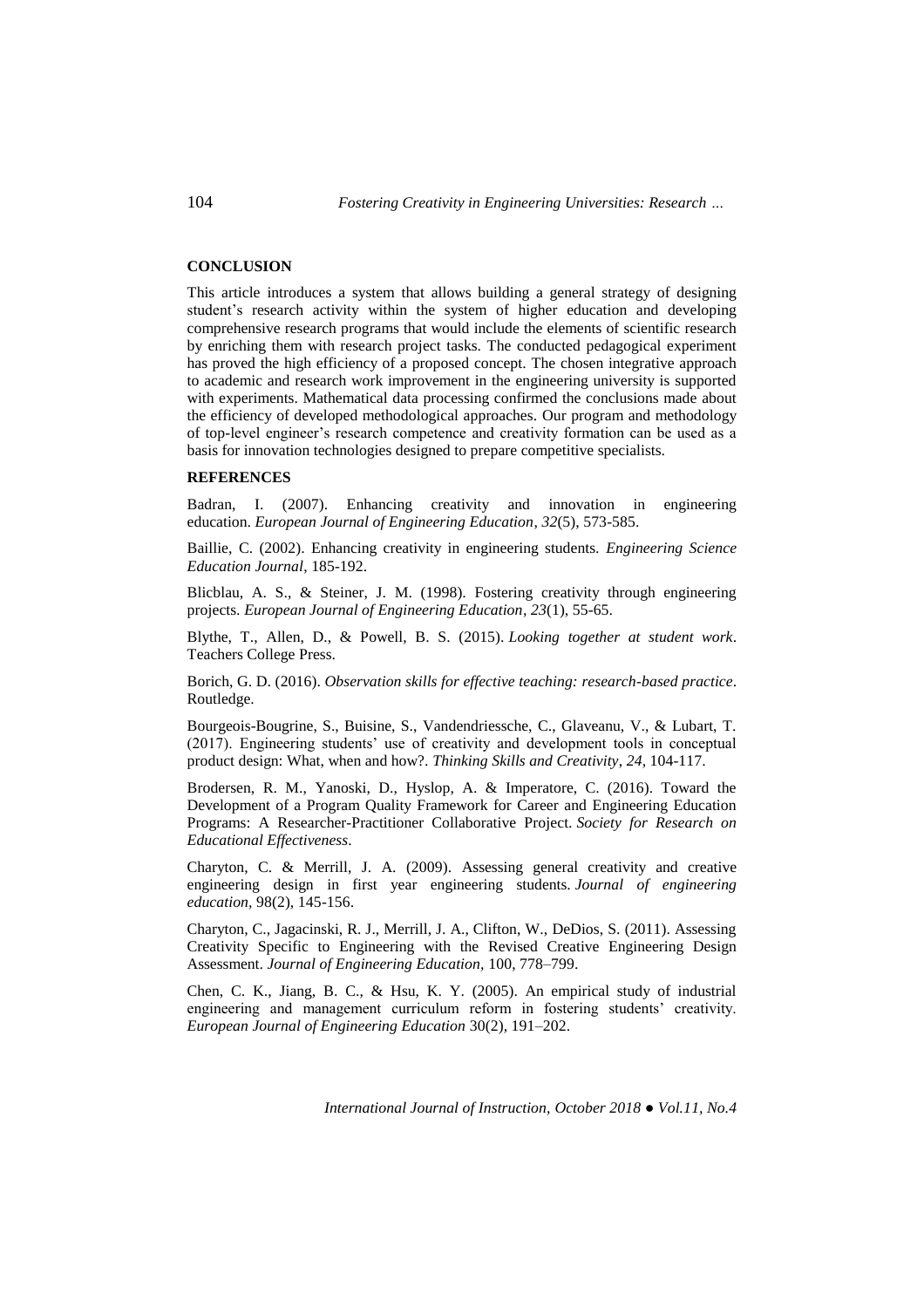## CONCLUSION

This article introduces a system that allows building a general strategy of designing student's research activity within the system of higher education and developing comprehensive research programs that would include the elements of scientific research by enriching them with research project tasks. The conducted pedagogical experiment has proved the high efficiency of a proposed concept. The chosen integrative approach to academic and research work improvement in the engineering university is supported with experiments. Mathematical data processing confirmed the conclusions made about the efficiency of developed methodological approaches. Our program and methodology of top-level engineer's research competence and creativity formation can be used as a basis for innovation technologies designed to prepare competitive specialists.

## REFERENCES

Badran, I. (2007). Enhancing creativity and innovation in engineering education. *European Journal of Engineering Education*, *32*(5), 573-585.

Baillie, C. (2002). Enhancing creativity in engineering students. *Engineering Science Education Journal*, 185-192.

Blicblau, A. S., & Steiner, J. M. (1998). Fostering creativity through engineering projects. *European Journal of Engineering Education*, *23*(1), 55-65.

Blythe, T., Allen, D., & Powell, B. S. (2015). *Looking together at student work*. Teachers College Press.

Borich, G. D. (2016). *Observation skills for effective teaching: research-based practice*. Routledge.

Bourgeois-Bougrine, S., Buisine, S., Vandendriessche, C., Glaveanu, V., & Lubart, T. (2017). Engineering students' use of creativity and development tools in conceptual product design: What, when and how?. *Thinking Skills and Creativity*, *24*, 104-117.

Brodersen, R. M., Yanoski, D., Hyslop, A. & Imperatore, C. (2016). Toward the Development of a Program Quality Framework for Career and Engineering Education Programs: A Researcher-Practitioner Collaborative Project. *Society for Research on Educational Effectiveness*.

Charyton, C. & Merrill, J. A. (2009). Assessing general creativity and creative engineering design in first year engineering students. *Journal of engineering education*, 98(2), 145-156.

Charyton, C., Jagacinski, R. J., Merrill, J. A., Clifton, W., DeDios, S. (2011). Assessing Creativity Specific to Engineering with the Revised Creative Engineering Design Assessment. *Journal of Engineering Education*, 100, 778–799.

Chen, C. K., Jiang, B. C., & Hsu, K. Y. (2005). An empirical study of industrial engineering and management curriculum reform in fostering students' creativity. *European Journal of Engineering Education* 30(2), 191–202.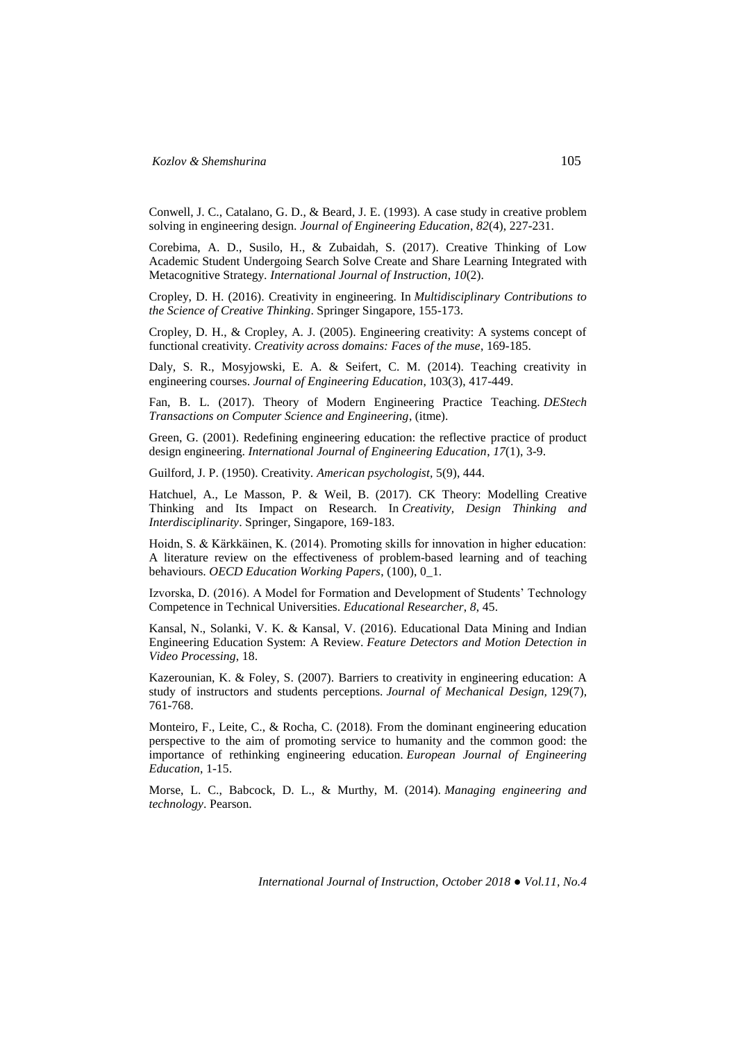Conwell, J. C., Catalano, G. D., & Beard, J. E. (1993). A case study in creative problem solving in engineering design. *Journal of Engineering Education*, *82*(4), 227-231.

Corebima, A. D., Susilo, H., & Zubaidah, S. (2017). Creative Thinking of Low Academic Student Undergoing Search Solve Create and Share Learning Integrated with Metacognitive Strategy. *International Journal of Instruction*, *10*(2).

Cropley, D. H. (2016). Creativity in engineering. In *Multidisciplinary Contributions to the Science of Creative Thinking*. Springer Singapore, 155-173.

Cropley, D. H., & Cropley, A. J. (2005). Engineering creativity: A systems concept of functional creativity. *Creativity across domains: Faces of the muse*, 169-185.

Daly, S. R., Mosyjowski, E. A. & Seifert, C. M. (2014). Teaching creativity in engineering courses. *Journal of Engineering Education*, 103(3), 417-449.

Fan, B. L. (2017). Theory of Modern Engineering Practice Teaching. *DEStech Transactions on Computer Science and Engineering*, (itme).

Green, G. (2001). Redefining engineering education: the reflective practice of product design engineering. *International Journal of Engineering Education*, *17*(1), 3-9.

Guilford, J. P. (1950). Creativity. *American psychologist*, 5(9), 444.

Hatchuel, A., Le Masson, P. & Weil, B. (2017). CK Theory: Modelling Creative Thinking and Its Impact on Research. In *Creativity, Design Thinking and Interdisciplinarity*. Springer, Singapore, 169-183.

Hoidn, S. & Kärkkäinen, K. (2014). Promoting skills for innovation in higher education: A literature review on the effectiveness of problem-based learning and of teaching behaviours. *OECD Education Working Papers*, (100), 0_1.

Izvorska, D. (2016). A Model for Formation and Development of Students' Technology Competence in Technical Universities. *Educational Researcher*, *8*, 45.

Kansal, N., Solanki, V. K. & Kansal, V. (2016). Educational Data Mining and Indian Engineering Education System: A Review. *Feature Detectors and Motion Detection in Video Processing*, 18.

Kazerounian, K. & Foley, S. (2007). Barriers to creativity in engineering education: A study of instructors and students perceptions. *Journal of Mechanical Design,* 129(7), 761-768.

Monteiro, F., Leite, C., & Rocha, C. (2018). From the dominant engineering education perspective to the aim of promoting service to humanity and the common good: the importance of rethinking engineering education. *European Journal of Engineering Education*, 1-15.

Morse, L. C., Babcock, D. L., & Murthy, M. (2014). *Managing engineering and technology*. Pearson.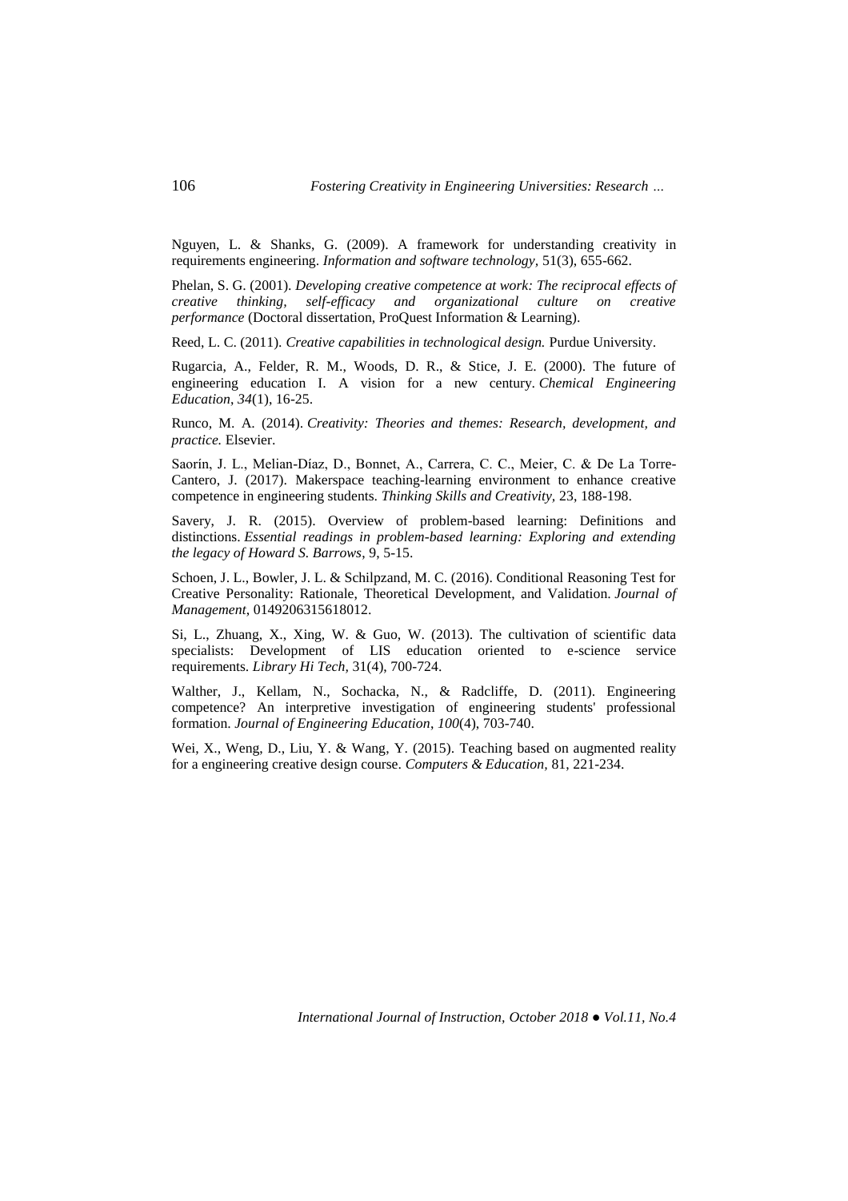Nguyen, L. & Shanks, G. (2009). A framework for understanding creativity in requirements engineering. *Information and software technology*, 51(3), 655-662.

Phelan, S. G. (2001). *Developing creative competence at work: The reciprocal effects of creative thinking, self-efficacy and organizational culture on creative performance* (Doctoral dissertation, ProQuest Information & Learning).

Reed, L. C. (2011). *Creative capabilities in technological design.* Purdue University.

Rugarcia, A., Felder, R. M., Woods, D. R., & Stice, J. E. (2000). The future of engineering education I. A vision for a new century. *Chemical Engineering Education*, *34*(1), 16-25.

Runco, M. A. (2014). *Creativity: Theories and themes: Research, development, and practice.* Elsevier.

Saorín, J. L., Melian-Díaz, D., Bonnet, A., Carrera, C. C., Meier, C. & De La Torre-Cantero, J. (2017). Makerspace teaching-learning environment to enhance creative competence in engineering students. *Thinking Skills and Creativity*, 23, 188-198.

Savery, J. R. (2015). Overview of problem-based learning: Definitions and distinctions. *Essential readings in problem-based learning: Exploring and extending the legacy of Howard S. Barrows*, 9, 5-15.

Schoen, J. L., Bowler, J. L. & Schilpzand, M. C. (2016). Conditional Reasoning Test for Creative Personality: Rationale, Theoretical Development, and Validation. *Journal of Management*, 0149206315618012.

Si, L., Zhuang, X., Xing, W. & Guo, W. (2013). The cultivation of scientific data specialists: Development of LIS education oriented to e-science service requirements. *Library Hi Tech*, 31(4), 700-724.

Walther, J., Kellam, N., Sochacka, N., & Radcliffe, D. (2011). Engineering competence? An interpretive investigation of engineering students' professional formation. *Journal of Engineering Education*, *100*(4), 703-740.

Wei, X., Weng, D., Liu, Y. & Wang, Y. (2015). Teaching based on augmented reality for a engineering creative design course. *Computers & Education*, 81, 221-234.